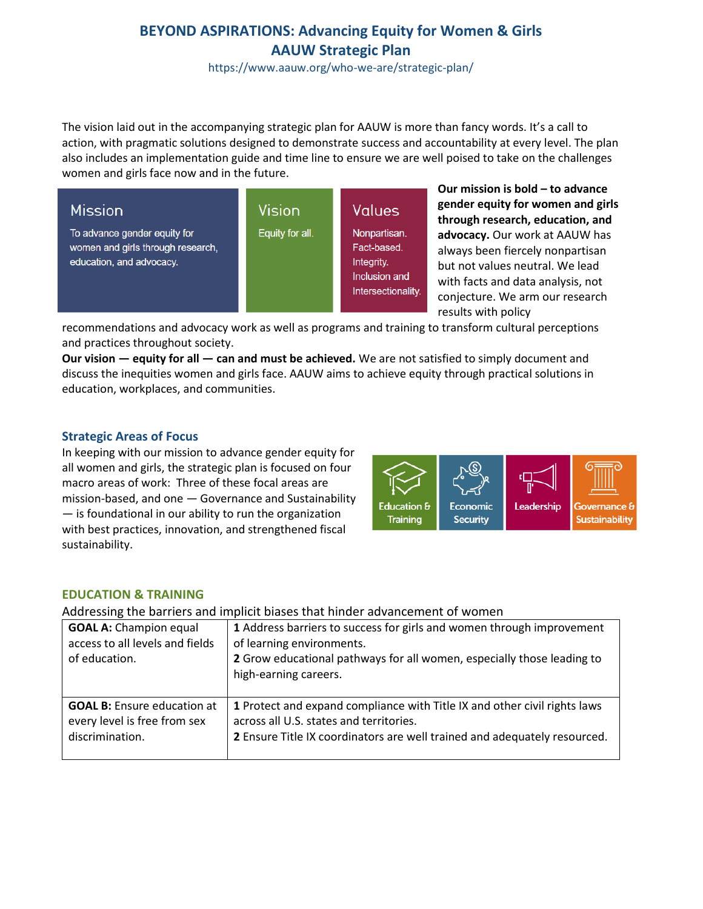# BEYOND ASPIRATIONS: Advancing Equity for Women & Girls
# AAUW Strategic Plan

https://www.aauw.org/who-we-are/strategic-plan/

The vision laid out in the accompanying strategic plan for AAUW is more than fancy words. It's a call to action, with pragmatic solutions designed to demonstrate success and accountability at every level. The plan also includes an implementation guide and time line to ensure we are well poised to take on the challenges women and girls face now and in the future.

**Mission**
To advance gender equity for women and girls through research, education, and advocacy.

**Vision**
Equity for all.

**Values**
Nonpartisan.
Fact-based.
Integrity.
Inclusion and Intersectionality.

**Our mission is bold – to advance gender equity for women and girls through research, education, and advocacy.** Our work at AAUW has always been fiercely nonpartisan but not values neutral. We lead with facts and data analysis, not conjecture. We arm our research results with policy recommendations and advocacy work as well as programs and training to transform cultural perceptions and practices throughout society.

**Our vision — equity for all — can and must be achieved.** We are not satisfied to simply document and discuss the inequities women and girls face. AAUW aims to achieve equity through practical solutions in education, workplaces, and communities.

## Strategic Areas of Focus

In keeping with our mission to advance gender equity for all women and girls, the strategic plan is focused on four macro areas of work: Three of these focal areas are mission-based, and one — Governance and Sustainability — is foundational in our ability to run the organization with best practices, innovation, and strengthened fiscal sustainability.

Education & Training | Economic Security | Leadership | Governance & Sustainability

## EDUCATION & TRAINING

Addressing the barriers and implicit biases that hinder advancement of women

| | |
|---|---|
| **GOAL A:** Champion equal access to all levels and fields of education. | **1** Address barriers to success for girls and women through improvement of learning environments.<br>**2** Grow educational pathways for all women, especially those leading to high-earning careers. |
| **GOAL B:** Ensure education at every level is free from sex discrimination. | **1** Protect and expand compliance with Title IX and other civil rights laws across all U.S. states and territories.<br>**2** Ensure Title IX coordinators are well trained and adequately resourced. |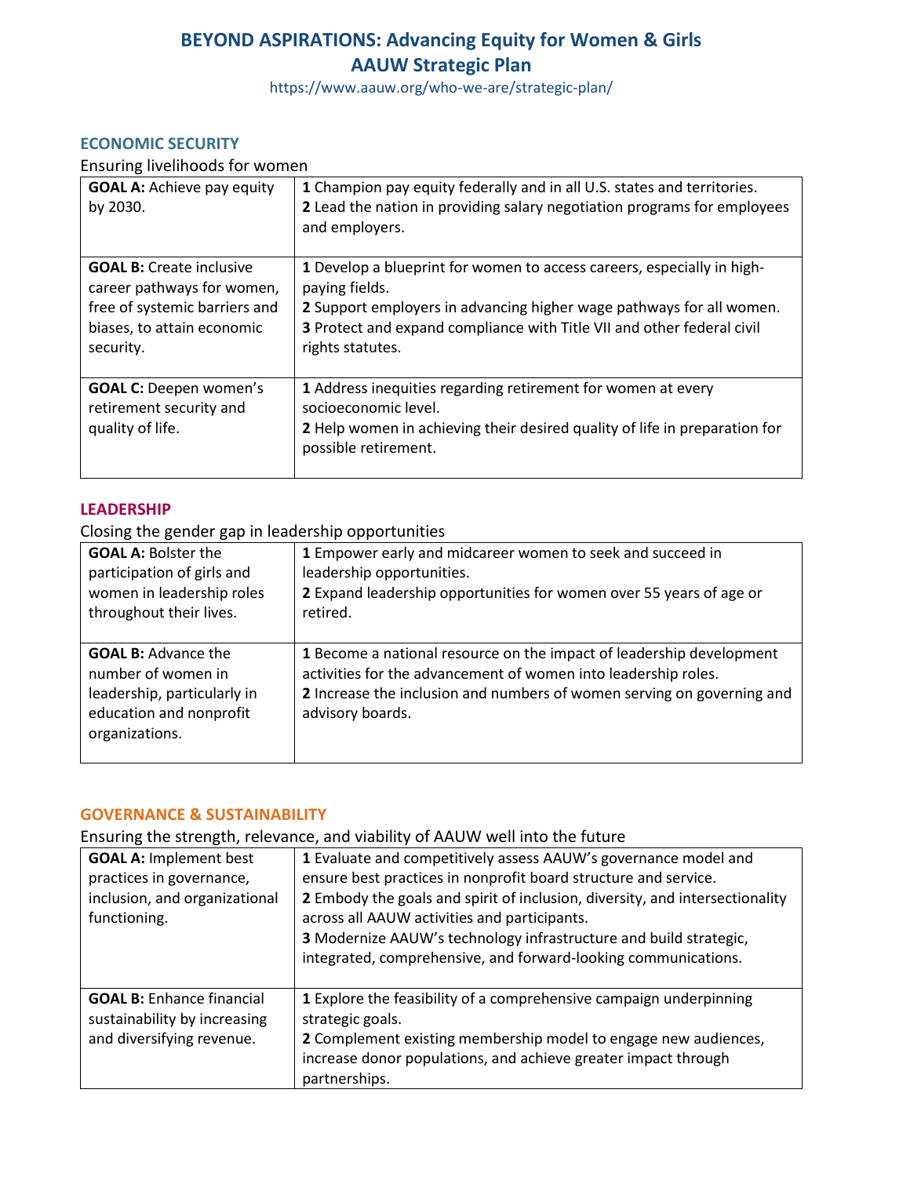# BEYOND ASPIRATIONS: Advancing Equity for Women & Girls
# AAUW Strategic Plan

https://www.aauw.org/who-we-are/strategic-plan/

## ECONOMIC SECURITY

Ensuring livelihoods for women

| | |
|---|---|
| **GOAL A:** Achieve pay equity by 2030. | **1** Champion pay equity federally and in all U.S. states and territories.<br>**2** Lead the nation in providing salary negotiation programs for employees and employers. |
| **GOAL B:** Create inclusive career pathways for women, free of systemic barriers and biases, to attain economic security. | **1** Develop a blueprint for women to access careers, especially in high-paying fields.<br>**2** Support employers in advancing higher wage pathways for all women.<br>**3** Protect and expand compliance with Title VII and other federal civil rights statutes. |
| **GOAL C:** Deepen women's retirement security and quality of life. | **1** Address inequities regarding retirement for women at every socioeconomic level.<br>**2** Help women in achieving their desired quality of life in preparation for possible retirement. |

## LEADERSHIP

Closing the gender gap in leadership opportunities

| | |
|---|---|
| **GOAL A:** Bolster the participation of girls and women in leadership roles throughout their lives. | **1** Empower early and midcareer women to seek and succeed in leadership opportunities.<br>**2** Expand leadership opportunities for women over 55 years of age or retired. |
| **GOAL B:** Advance the number of women in leadership, particularly in education and nonprofit organizations. | **1** Become a national resource on the impact of leadership development activities for the advancement of women into leadership roles.<br>**2** Increase the inclusion and numbers of women serving on governing and advisory boards. |

## GOVERNANCE & SUSTAINABILITY

Ensuring the strength, relevance, and viability of AAUW well into the future

| | |
|---|---|
| **GOAL A:** Implement best practices in governance, inclusion, and organizational functioning. | **1** Evaluate and competitively assess AAUW's governance model and ensure best practices in nonprofit board structure and service.<br>**2** Embody the goals and spirit of inclusion, diversity, and intersectionality across all AAUW activities and participants.<br>**3** Modernize AAUW's technology infrastructure and build strategic, integrated, comprehensive, and forward-looking communications. |
| **GOAL B:** Enhance financial sustainability by increasing and diversifying revenue. | **1** Explore the feasibility of a comprehensive campaign underpinning strategic goals.<br>**2** Complement existing membership model to engage new audiences, increase donor populations, and achieve greater impact through partnerships. |